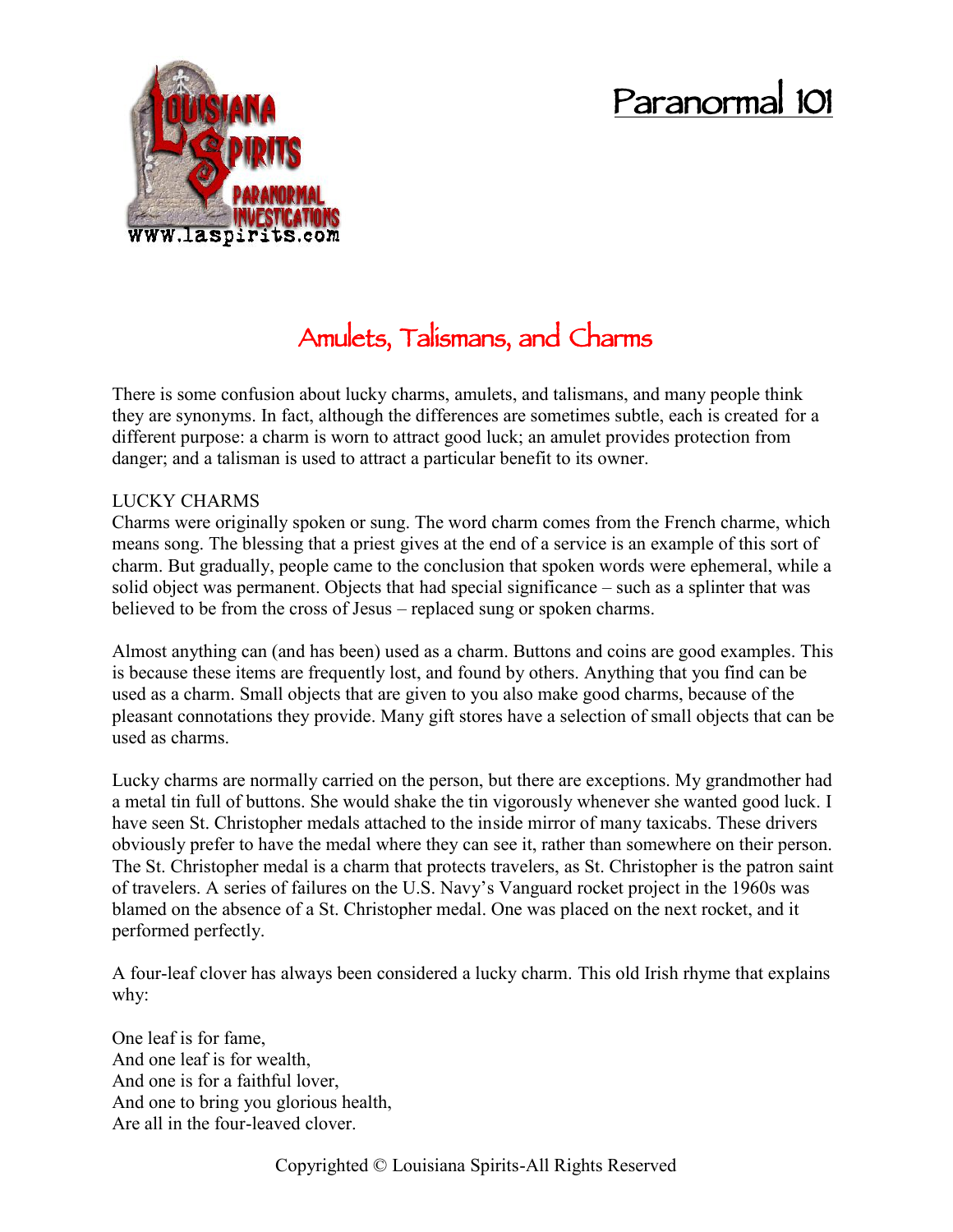# Paranormal 101

## Amulets, Talismans, and Charms

There is some confusion about lucky charms, amulets, and talismans, and many people think they are synonyms. In fact, although the differences are sometimes subtle, each is created for a different purpose: a charm is worn to attract good luck; an amulet provides protection from danger; and a talisman is used to attract a particular benefit to its owner.

LUCKY CHARMS

Charms were originally spoken or sung. The word charm comes from the French charme, which means song. The blessing that a priest gives at the end of a service is an example of this sort of charm. But gradually, people came to the conclusion that spoken words were ephemeral, while a solid object was permanent. Objects that had special significance – such as a splinter that was believed to be from the cross of Jesus – replaced sung or spoken charms.

Almost anything can (and has been) used as a charm. Buttons and coins are good examples. This is because these items are frequently lost, and found by others. Anything that you find can be used as a charm. Small objects that are given to you also make good charms, because of the pleasant connotations they provide. Many gift stores have a selection of small objects that can be used as charms.

Lucky charms are normally carried on the person, but there are exceptions. My grandmother had a metal tin full of buttons. She would shake the tin vigorously whenever she wanted good luck. I have seen St. Christopher medals attached to the inside mirror of many taxicabs. These drivers obviously prefer to have the medal where they can see it, rather than somewhere on their person. The St. Christopher medal is a charm that protects travelers, as St. Christopher is the patron saint of travelers. A series of failures on the U.S. Navy's Vanguard rocket project in the 1960s was blamed on the absence of a St. Christopher medal. One was placed on the next rocket, and it performed perfectly.

A four-leaf clover has always been considered a lucky charm. This old Irish rhyme that explains why:

One leaf is for fame,  
And one leaf is for wealth,  
And one is for a faithful lover,  
And one to bring you glorious health,  
Are all in the four-leaved clover.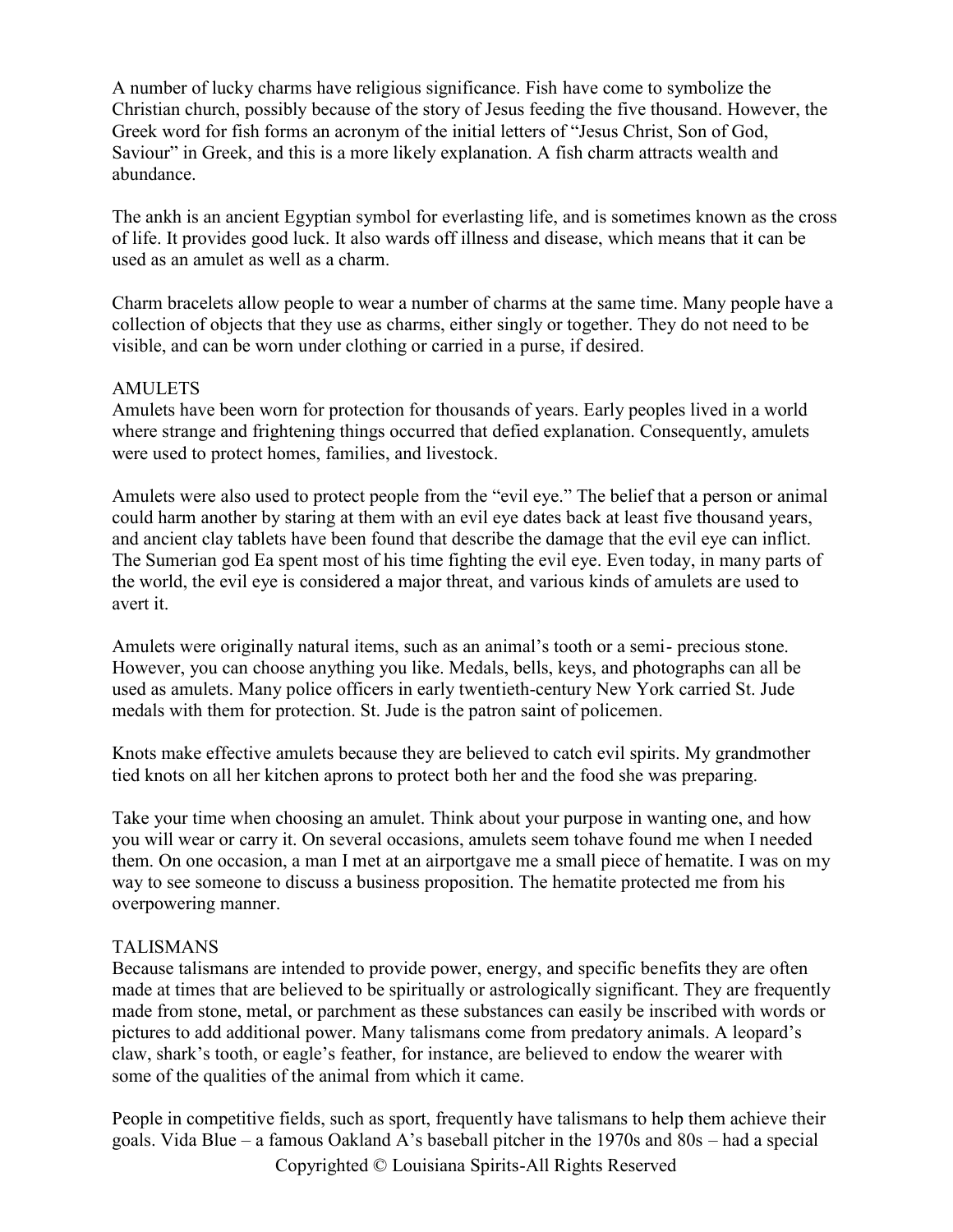A number of lucky charms have religious significance. Fish have come to symbolize the Christian church, possibly because of the story of Jesus feeding the five thousand. However, the Greek word for fish forms an acronym of the initial letters of "Jesus Christ, Son of God, Saviour" in Greek, and this is a more likely explanation. A fish charm attracts wealth and abundance.

The ankh is an ancient Egyptian symbol for everlasting life, and is sometimes known as the cross of life. It provides good luck. It also wards off illness and disease, which means that it can be used as an amulet as well as a charm.

Charm bracelets allow people to wear a number of charms at the same time. Many people have a collection of objects that they use as charms, either singly or together. They do not need to be visible, and can be worn under clothing or carried in a purse, if desired.

## AMULETS

Amulets have been worn for protection for thousands of years. Early peoples lived in a world where strange and frightening things occurred that defied explanation. Consequently, amulets were used to protect homes, families, and livestock.

Amulets were also used to protect people from the "evil eye." The belief that a person or animal could harm another by staring at them with an evil eye dates back at least five thousand years, and ancient clay tablets have been found that describe the damage that the evil eye can inflict. The Sumerian god Ea spent most of his time fighting the evil eye. Even today, in many parts of the world, the evil eye is considered a major threat, and various kinds of amulets are used to avert it.

Amulets were originally natural items, such as an animal's tooth or a semi- precious stone. However, you can choose anything you like. Medals, bells, keys, and photographs can all be used as amulets. Many police officers in early twentieth-century New York carried St. Jude medals with them for protection. St. Jude is the patron saint of policemen.

Knots make effective amulets because they are believed to catch evil spirits. My grandmother tied knots on all her kitchen aprons to protect both her and the food she was preparing.

Take your time when choosing an amulet. Think about your purpose in wanting one, and how you will wear or carry it. On several occasions, amulets seem tohave found me when I needed them. On one occasion, a man I met at an airportgave me a small piece of hematite. I was on my way to see someone to discuss a business proposition. The hematite protected me from his overpowering manner.

## TALISMANS

Because talismans are intended to provide power, energy, and specific benefits they are often made at times that are believed to be spiritually or astrologically significant. They are frequently made from stone, metal, or parchment as these substances can easily be inscribed with words or pictures to add additional power. Many talismans come from predatory animals. A leopard's claw, shark's tooth, or eagle's feather, for instance, are believed to endow the wearer with some of the qualities of the animal from which it came.

People in competitive fields, such as sport, frequently have talismans to help them achieve their goals. Vida Blue – a famous Oakland A's baseball pitcher in the 1970s and 80s – had a special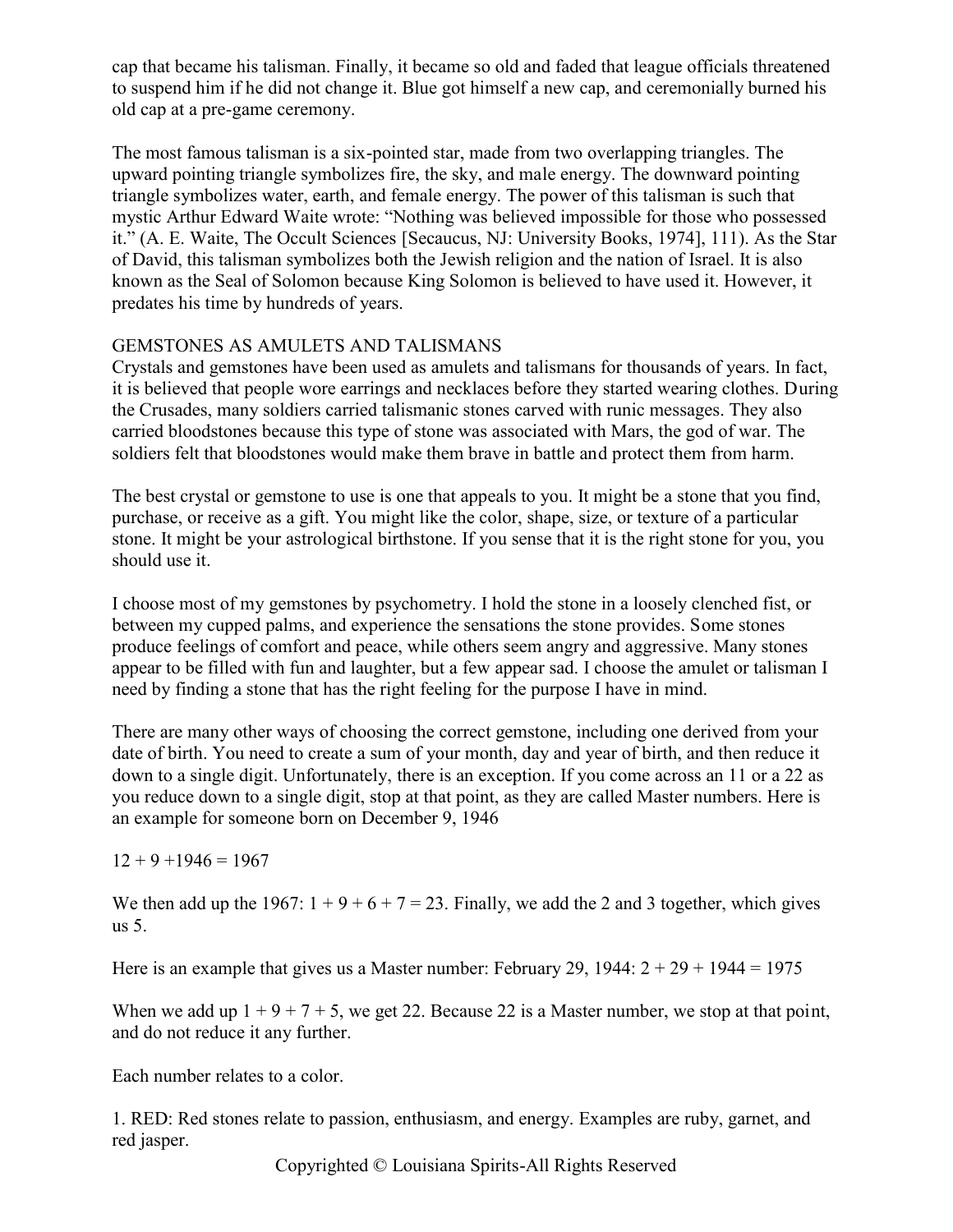cap that became his talisman. Finally, it became so old and faded that league officials threatened to suspend him if he did not change it. Blue got himself a new cap, and ceremonially burned his old cap at a pre-game ceremony.

The most famous talisman is a six-pointed star, made from two overlapping triangles. The upward pointing triangle symbolizes fire, the sky, and male energy. The downward pointing triangle symbolizes water, earth, and female energy. The power of this talisman is such that mystic Arthur Edward Waite wrote: "Nothing was believed impossible for those who possessed it." (A. E. Waite, The Occult Sciences [Secaucus, NJ: University Books, 1974], 111). As the Star of David, this talisman symbolizes both the Jewish religion and the nation of Israel. It is also known as the Seal of Solomon because King Solomon is believed to have used it. However, it predates his time by hundreds of years.

## GEMSTONES AS AMULETS AND TALISMANS

Crystals and gemstones have been used as amulets and talismans for thousands of years. In fact, it is believed that people wore earrings and necklaces before they started wearing clothes. During the Crusades, many soldiers carried talismanic stones carved with runic messages. They also carried bloodstones because this type of stone was associated with Mars, the god of war. The soldiers felt that bloodstones would make them brave in battle and protect them from harm.

The best crystal or gemstone to use is one that appeals to you. It might be a stone that you find, purchase, or receive as a gift. You might like the color, shape, size, or texture of a particular stone. It might be your astrological birthstone. If you sense that it is the right stone for you, you should use it.

I choose most of my gemstones by psychometry. I hold the stone in a loosely clenched fist, or between my cupped palms, and experience the sensations the stone provides. Some stones produce feelings of comfort and peace, while others seem angry and aggressive. Many stones appear to be filled with fun and laughter, but a few appear sad. I choose the amulet or talisman I need by finding a stone that has the right feeling for the purpose I have in mind.

There are many other ways of choosing the correct gemstone, including one derived from your date of birth. You need to create a sum of your month, day and year of birth, and then reduce it down to a single digit. Unfortunately, there is an exception. If you come across an 11 or a 22 as you reduce down to a single digit, stop at that point, as they are called Master numbers. Here is an example for someone born on December 9, 1946

$12 + 9 + 1946 = 1967$

We then add up the 1967: $1 + 9 + 6 + 7 = 23$. Finally, we add the 2 and 3 together, which gives us 5.

Here is an example that gives us a Master number: February 29, 1944: $2 + 29 + 1944 = 1975$

When we add up $1 + 9 + 7 + 5$, we get 22. Because 22 is a Master number, we stop at that point, and do not reduce it any further.

Each number relates to a color.

1. RED: Red stones relate to passion, enthusiasm, and energy. Examples are ruby, garnet, and red jasper.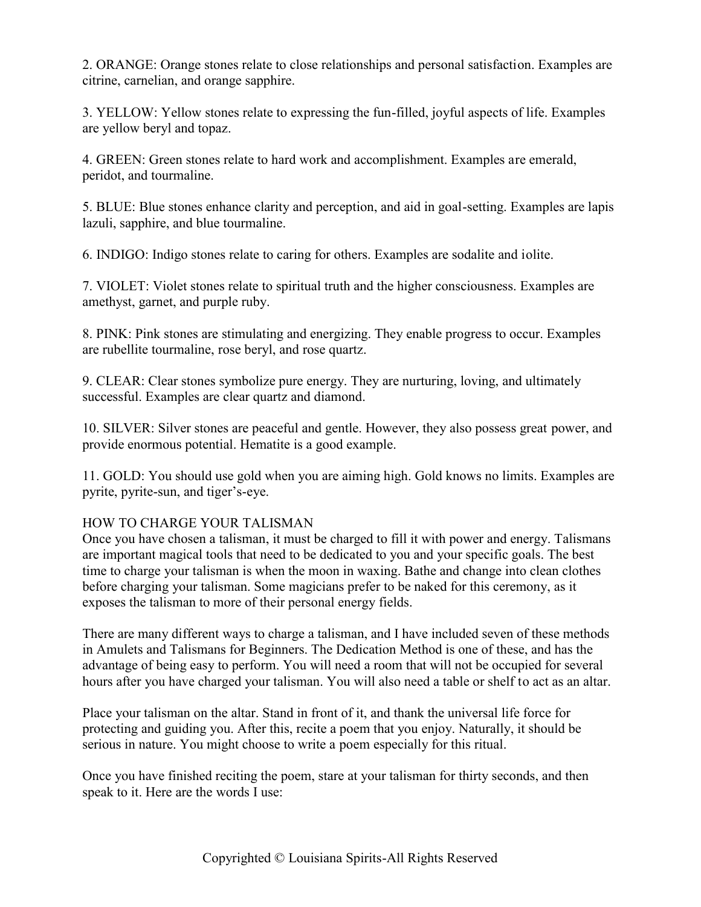2. ORANGE: Orange stones relate to close relationships and personal satisfaction. Examples are citrine, carnelian, and orange sapphire.

3. YELLOW: Yellow stones relate to expressing the fun-filled, joyful aspects of life. Examples are yellow beryl and topaz.

4. GREEN: Green stones relate to hard work and accomplishment. Examples are emerald, peridot, and tourmaline.

5. BLUE: Blue stones enhance clarity and perception, and aid in goal-setting. Examples are lapis lazuli, sapphire, and blue tourmaline.

6. INDIGO: Indigo stones relate to caring for others. Examples are sodalite and iolite.

7. VIOLET: Violet stones relate to spiritual truth and the higher consciousness. Examples are amethyst, garnet, and purple ruby.

8. PINK: Pink stones are stimulating and energizing. They enable progress to occur. Examples are rubellite tourmaline, rose beryl, and rose quartz.

9. CLEAR: Clear stones symbolize pure energy. They are nurturing, loving, and ultimately successful. Examples are clear quartz and diamond.

10. SILVER: Silver stones are peaceful and gentle. However, they also possess great power, and provide enormous potential. Hematite is a good example.

11. GOLD: You should use gold when you are aiming high. Gold knows no limits. Examples are pyrite, pyrite-sun, and tiger's-eye.

## HOW TO CHARGE YOUR TALISMAN

Once you have chosen a talisman, it must be charged to fill it with power and energy. Talismans are important magical tools that need to be dedicated to you and your specific goals. The best time to charge your talisman is when the moon in waxing. Bathe and change into clean clothes before charging your talisman. Some magicians prefer to be naked for this ceremony, as it exposes the talisman to more of their personal energy fields.

There are many different ways to charge a talisman, and I have included seven of these methods in Amulets and Talismans for Beginners. The Dedication Method is one of these, and has the advantage of being easy to perform. You will need a room that will not be occupied for several hours after you have charged your talisman. You will also need a table or shelf to act as an altar.

Place your talisman on the altar. Stand in front of it, and thank the universal life force for protecting and guiding you. After this, recite a poem that you enjoy. Naturally, it should be serious in nature. You might choose to write a poem especially for this ritual.

Once you have finished reciting the poem, stare at your talisman for thirty seconds, and then speak to it. Here are the words I use: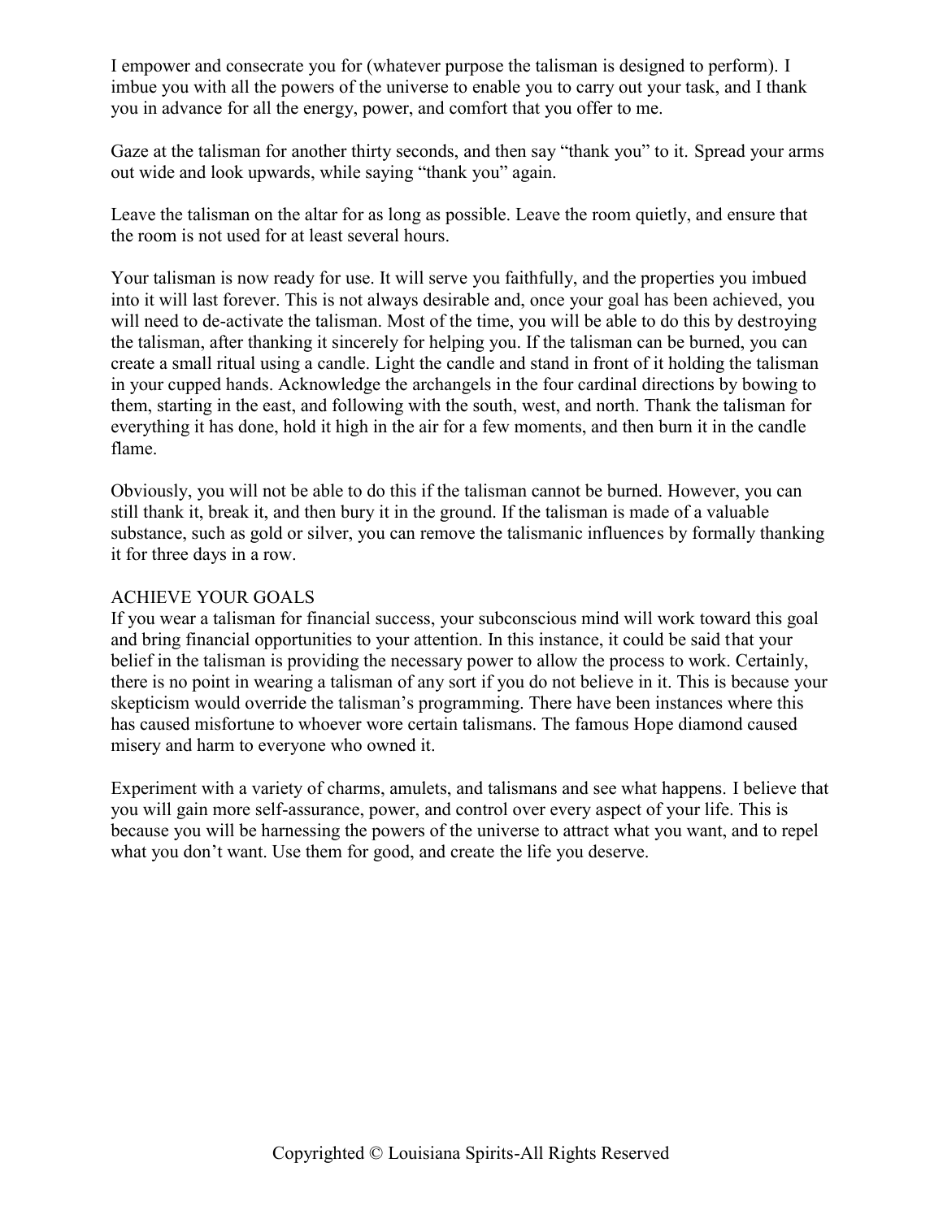I empower and consecrate you for (whatever purpose the talisman is designed to perform). I imbue you with all the powers of the universe to enable you to carry out your task, and I thank you in advance for all the energy, power, and comfort that you offer to me.

Gaze at the talisman for another thirty seconds, and then say "thank you" to it. Spread your arms out wide and look upwards, while saying "thank you" again.

Leave the talisman on the altar for as long as possible. Leave the room quietly, and ensure that the room is not used for at least several hours.

Your talisman is now ready for use. It will serve you faithfully, and the properties you imbued into it will last forever. This is not always desirable and, once your goal has been achieved, you will need to de-activate the talisman. Most of the time, you will be able to do this by destroying the talisman, after thanking it sincerely for helping you. If the talisman can be burned, you can create a small ritual using a candle. Light the candle and stand in front of it holding the talisman in your cupped hands. Acknowledge the archangels in the four cardinal directions by bowing to them, starting in the east, and following with the south, west, and north. Thank the talisman for everything it has done, hold it high in the air for a few moments, and then burn it in the candle flame.

Obviously, you will not be able to do this if the talisman cannot be burned. However, you can still thank it, break it, and then bury it in the ground. If the talisman is made of a valuable substance, such as gold or silver, you can remove the talismanic influences by formally thanking it for three days in a row.

## ACHIEVE YOUR GOALS

If you wear a talisman for financial success, your subconscious mind will work toward this goal and bring financial opportunities to your attention. In this instance, it could be said that your belief in the talisman is providing the necessary power to allow the process to work. Certainly, there is no point in wearing a talisman of any sort if you do not believe in it. This is because your skepticism would override the talisman's programming. There have been instances where this has caused misfortune to whoever wore certain talismans. The famous Hope diamond caused misery and harm to everyone who owned it.

Experiment with a variety of charms, amulets, and talismans and see what happens. I believe that you will gain more self-assurance, power, and control over every aspect of your life. This is because you will be harnessing the powers of the universe to attract what you want, and to repel what you don't want. Use them for good, and create the life you deserve.

Copyrighted © Louisiana Spirits-All Rights Reserved